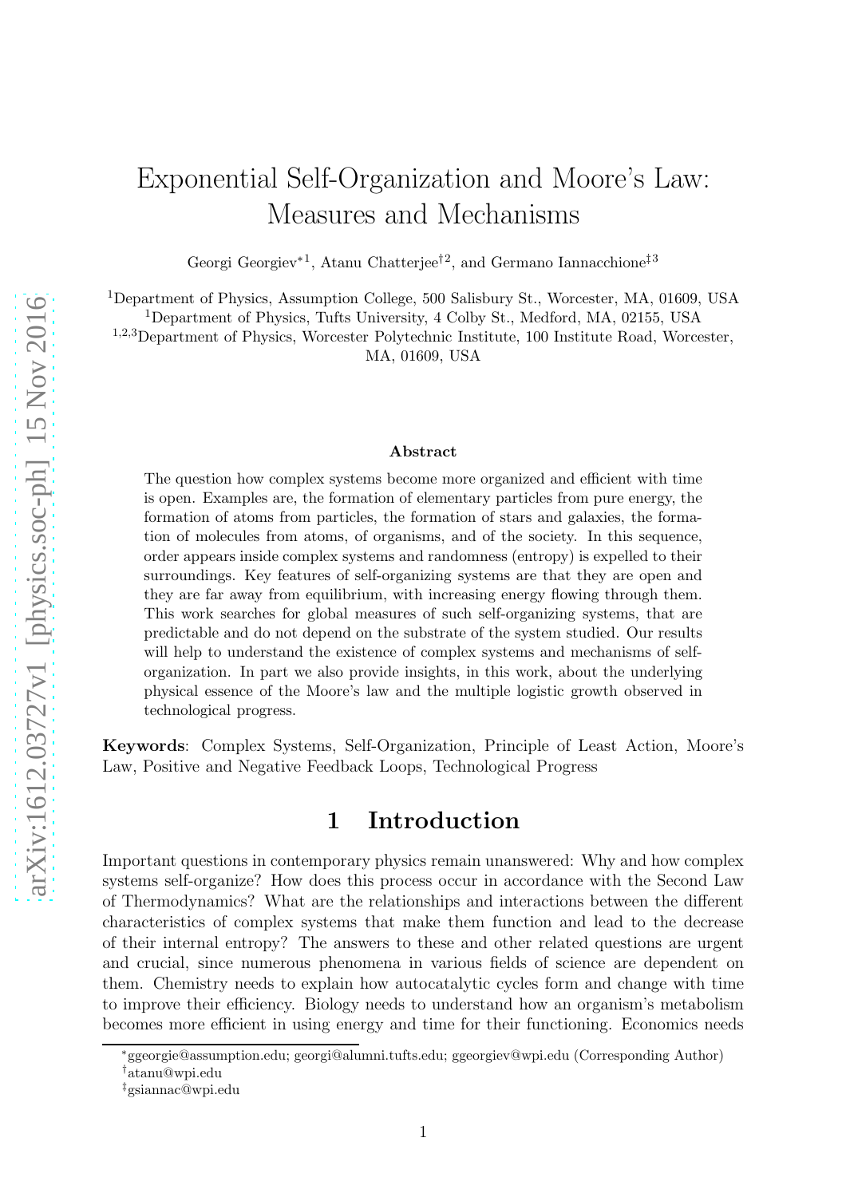# Exponential Self-Organization and Moore's Law: Measures and Mechanisms

Georgi Georgiev*[1], Atanu Chatterjee†[2], and Germano Iannacchione‡[3]

[1]Department of Physics, Assumption College, 500 Salisbury St., Worcester, MA, 01609, USA
[1]Department of Physics, Tufts University, 4 Colby St., Medford, MA, 02155, USA
[1,2,3]Department of Physics, Worcester Polytechnic Institute, 100 Institute Road, Worcester, MA, 01609, USA

### Abstract

The question how complex systems become more organized and efficient with time is open. Examples are, the formation of elementary particles from pure energy, the formation of atoms from particles, the formation of stars and galaxies, the formation of molecules from atoms, of organisms, and of the society. In this sequence, order appears inside complex systems and randomness (entropy) is expelled to their surroundings. Key features of self-organizing systems are that they are open and they are far away from equilibrium, with increasing energy flowing through them. This work searches for global measures of such self-organizing systems, that are predictable and do not depend on the substrate of the system studied. Our results will help to understand the existence of complex systems and mechanisms of self-organization. In part we also provide insights, in this work, about the underlying physical essence of the Moore's law and the multiple logistic growth observed in technological progress.

**Keywords**: Complex Systems, Self-Organization, Principle of Least Action, Moore's Law, Positive and Negative Feedback Loops, Technological Progress

## 1 Introduction

Important questions in contemporary physics remain unanswered: Why and how complex systems self-organize? How does this process occur in accordance with the Second Law of Thermodynamics? What are the relationships and interactions between the different characteristics of complex systems that make them function and lead to the decrease of their internal entropy? The answers to these and other related questions are urgent and crucial, since numerous phenomena in various fields of science are dependent on them. Chemistry needs to explain how autocatalytic cycles form and change with time to improve their efficiency. Biology needs to understand how an organism's metabolism becomes more efficient in using energy and time for their functioning. Economics needs

*ggeorgie@assumption.edu; georgi@alumni.tufts.edu; ggeorgiev@wpi.edu (Corresponding Author)
†atanu@wpi.edu
‡gsiannac@wpi.edu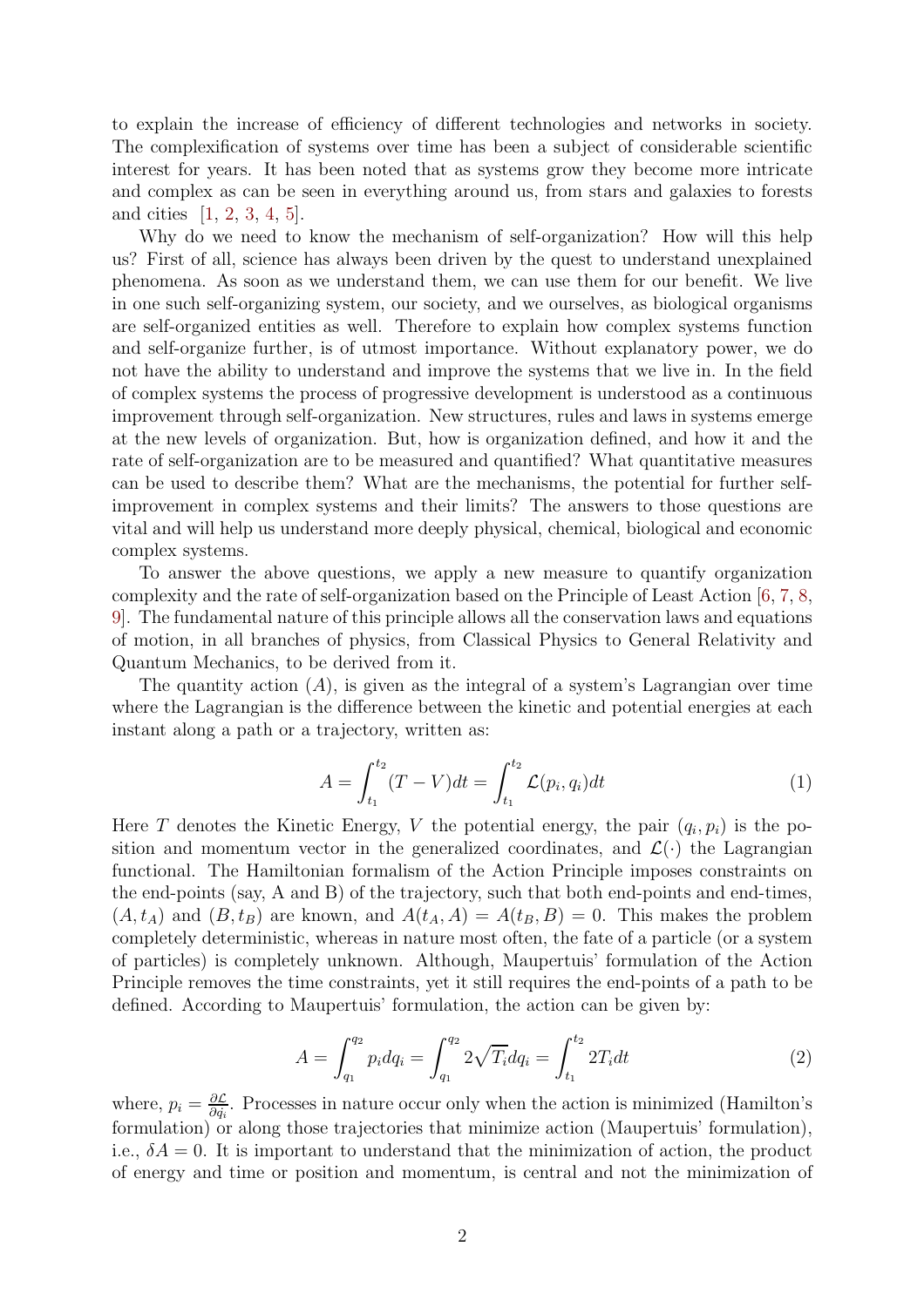to explain the increase of efficiency of different technologies and networks in society. The complexification of systems over time has been a subject of considerable scientific interest for years. It has been noted that as systems grow they become more intricate and complex as can be seen in everything around us, from stars and galaxies to forests and cities [1, 2, 3, 4, 5].

Why do we need to know the mechanism of self-organization? How will this help us? First of all, science has always been driven by the quest to understand unexplained phenomena. As soon as we understand them, we can use them for our benefit. We live in one such self-organizing system, our society, and we ourselves, as biological organisms are self-organized entities as well. Therefore to explain how complex systems function and self-organize further, is of utmost importance. Without explanatory power, we do not have the ability to understand and improve the systems that we live in. In the field of complex systems the process of progressive development is understood as a continuous improvement through self-organization. New structures, rules and laws in systems emerge at the new levels of organization. But, how is organization defined, and how it and the rate of self-organization are to be measured and quantified? What quantitative measures can be used to describe them? What are the mechanisms, the potential for further self-improvement in complex systems and their limits? The answers to those questions are vital and will help us understand more deeply physical, chemical, biological and economic complex systems.

To answer the above questions, we apply a new measure to quantify organization complexity and the rate of self-organization based on the Principle of Least Action [6, 7, 8, 9]. The fundamental nature of this principle allows all the conservation laws and equations of motion, in all branches of physics, from Classical Physics to General Relativity and Quantum Mechanics, to be derived from it.

The quantity action ($A$), is given as the integral of a system's Lagrangian over time where the Lagrangian is the difference between the kinetic and potential energies at each instant along a path or a trajectory, written as:

$$A = \int_{t_1}^{t_2} (T - V)dt = \int_{t_1}^{t_2} \mathcal{L}(p_i, q_i)dt \tag{1}$$

Here $T$ denotes the Kinetic Energy, $V$ the potential energy, the pair $(q_i, p_i)$ is the position and momentum vector in the generalized coordinates, and $\mathcal{L}(\cdot)$ the Lagrangian functional. The Hamiltonian formalism of the Action Principle imposes constraints on the end-points (say, A and B) of the trajectory, such that both end-points and end-times, $(A, t_A)$ and $(B, t_B)$ are known, and $A(t_A, A) = A(t_B, B) = 0$. This makes the problem completely deterministic, whereas in nature most often, the fate of a particle (or a system of particles) is completely unknown. Although, Maupertuis' formulation of the Action Principle removes the time constraints, yet it still requires the end-points of a path to be defined. According to Maupertuis' formulation, the action can be given by:

$$A = \int_{q_1}^{q_2} p_i dq_i = \int_{q_1}^{q_2} 2\sqrt{T_i} dq_i = \int_{t_1}^{t_2} 2T_i dt \tag{2}$$

where, $p_i = \frac{\partial \mathcal{L}}{\partial \dot{q}_i}$. Processes in nature occur only when the action is minimized (Hamilton's formulation) or along those trajectories that minimize action (Maupertuis' formulation), i.e., $\delta A = 0$. It is important to understand that the minimization of action, the product of energy and time or position and momentum, is central and not the minimization of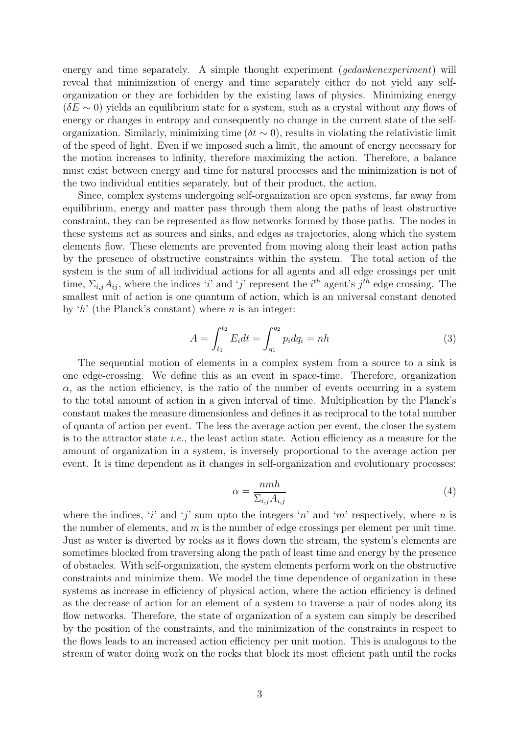energy and time separately. A simple thought experiment (*gedankenexperiment*) will reveal that minimization of energy and time separately either do not yield any self-organization or they are forbidden by the existing laws of physics. Minimizing energy ($\delta E \sim 0$) yields an equilibrium state for a system, such as a crystal without any flows of energy or changes in entropy and consequently no change in the current state of the self-organization. Similarly, minimizing time ($\delta t \sim 0$), results in violating the relativistic limit of the speed of light. Even if we imposed such a limit, the amount of energy necessary for the motion increases to infinity, therefore maximizing the action. Therefore, a balance must exist between energy and time for natural processes and the minimization is not of the two individual entities separately, but of their product, the action.

Since, complex systems undergoing self-organization are open systems, far away from equilibrium, energy and matter pass through them along the paths of least obstructive constraint, they can be represented as flow networks formed by those paths. The nodes in these systems act as sources and sinks, and edges as trajectories, along which the system elements flow. These elements are prevented from moving along their least action paths by the presence of obstructive constraints within the system. The total action of the system is the sum of all individual actions for all agents and all edge crossings per unit time, $\Sigma_{i,j} A_{ij}$, where the indices '$i$' and '$j$' represent the $i^{th}$ agent's $j^{th}$ edge crossing. The smallest unit of action is one quantum of action, which is an universal constant denoted by '$h$' (the Planck's constant) where $n$ is an integer:

$$A = \int_{t_1}^{t_2} E_i dt = \int_{q_1}^{q_2} p_i dq_i = nh \tag{3}$$

The sequential motion of elements in a complex system from a source to a sink is one edge-crossing. We define this as an event in space-time. Therefore, organization $\alpha$, as the action efficiency, is the ratio of the number of events occurring in a system to the total amount of action in a given interval of time. Multiplication by the Planck's constant makes the measure dimensionless and defines it as reciprocal to the total number of quanta of action per event. The less the average action per event, the closer the system is to the attractor state *i.e.*, the least action state. Action efficiency as a measure for the amount of organization in a system, is inversely proportional to the average action per event. It is time dependent as it changes in self-organization and evolutionary processes:

$$\alpha = \frac{nmh}{\Sigma_{i,j} A_{i,j}} \tag{4}$$

where the indices, '$i$' and '$j$' sum upto the integers '$n$' and '$m$' respectively, where $n$ is the number of elements, and $m$ is the number of edge crossings per element per unit time. Just as water is diverted by rocks as it flows down the stream, the system's elements are sometimes blocked from traversing along the path of least time and energy by the presence of obstacles. With self-organization, the system elements perform work on the obstructive constraints and minimize them. We model the time dependence of organization in these systems as increase in efficiency of physical action, where the action efficiency is defined as the decrease of action for an element of a system to traverse a pair of nodes along its flow networks. Therefore, the state of organization of a system can simply be described by the position of the constraints, and the minimization of the constraints in respect to the flows leads to an increased action efficiency per unit motion. This is analogous to the stream of water doing work on the rocks that block its most efficient path until the rocks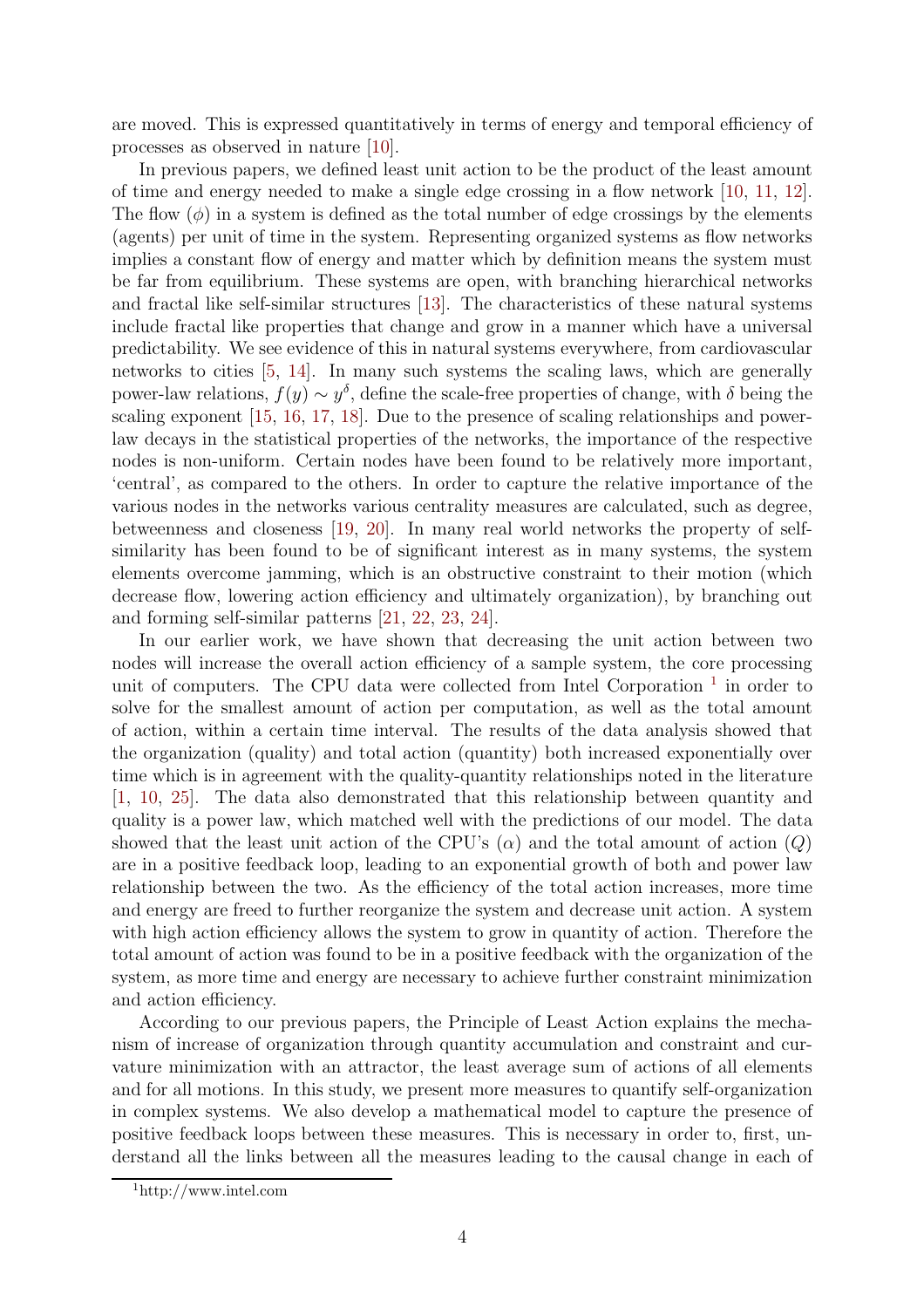are moved. This is expressed quantitatively in terms of energy and temporal efficiency of processes as observed in nature [10].

In previous papers, we defined least unit action to be the product of the least amount of time and energy needed to make a single edge crossing in a flow network [10, 11, 12]. The flow ($\phi$) in a system is defined as the total number of edge crossings by the elements (agents) per unit of time in the system. Representing organized systems as flow networks implies a constant flow of energy and matter which by definition means the system must be far from equilibrium. These systems are open, with branching hierarchical networks and fractal like self-similar structures [13]. The characteristics of these natural systems include fractal like properties that change and grow in a manner which have a universal predictability. We see evidence of this in natural systems everywhere, from cardiovascular networks to cities [5, 14]. In many such systems the scaling laws, which are generally power-law relations, $f(y) \sim y^{\delta}$, define the scale-free properties of change, with $\delta$ being the scaling exponent [15, 16, 17, 18]. Due to the presence of scaling relationships and power-law decays in the statistical properties of the networks, the importance of the respective nodes is non-uniform. Certain nodes have been found to be relatively more important, 'central', as compared to the others. In order to capture the relative importance of the various nodes in the networks various centrality measures are calculated, such as degree, betweenness and closeness [19, 20]. In many real world networks the property of self-similarity has been found to be of significant interest as in many systems, the system elements overcome jamming, which is an obstructive constraint to their motion (which decrease flow, lowering action efficiency and ultimately organization), by branching out and forming self-similar patterns [21, 22, 23, 24].

In our earlier work, we have shown that decreasing the unit action between two nodes will increase the overall action efficiency of a sample system, the core processing unit of computers. The CPU data were collected from Intel Corporation [1] in order to solve for the smallest amount of action per computation, as well as the total amount of action, within a certain time interval. The results of the data analysis showed that the organization (quality) and total action (quantity) both increased exponentially over time which is in agreement with the quality-quantity relationships noted in the literature [1, 10, 25]. The data also demonstrated that this relationship between quantity and quality is a power law, which matched well with the predictions of our model. The data showed that the least unit action of the CPU's ($\alpha$) and the total amount of action ($Q$) are in a positive feedback loop, leading to an exponential growth of both and power law relationship between the two. As the efficiency of the total action increases, more time and energy are freed to further reorganize the system and decrease unit action. A system with high action efficiency allows the system to grow in quantity of action. Therefore the total amount of action was found to be in a positive feedback with the organization of the system, as more time and energy are necessary to achieve further constraint minimization and action efficiency.

According to our previous papers, the Principle of Least Action explains the mechanism of increase of organization through quantity accumulation and constraint and curvature minimization with an attractor, the least average sum of actions of all elements and for all motions. In this study, we present more measures to quantify self-organization in complex systems. We also develop a mathematical model to capture the presence of positive feedback loops between these measures. This is necessary in order to, first, understand all the links between all the measures leading to the causal change in each of

[1] http://www.intel.com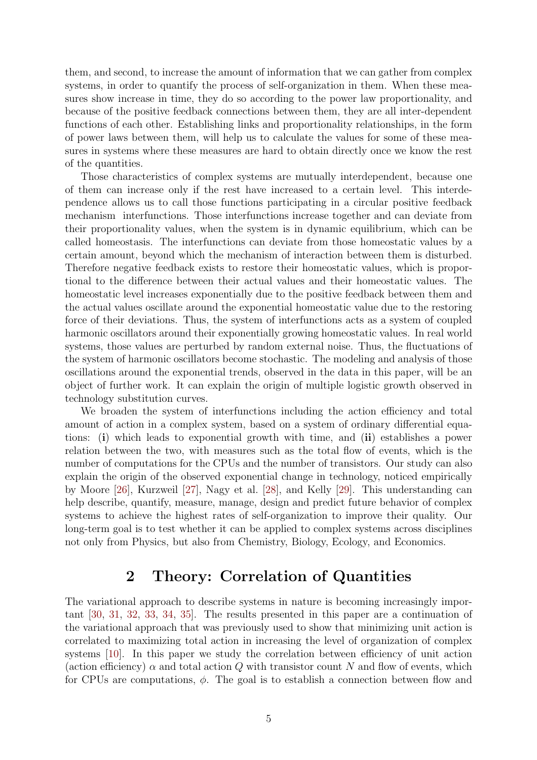them, and second, to increase the amount of information that we can gather from complex systems, in order to quantify the process of self-organization in them. When these measures show increase in time, they do so according to the power law proportionality, and because of the positive feedback connections between them, they are all inter-dependent functions of each other. Establishing links and proportionality relationships, in the form of power laws between them, will help us to calculate the values for some of these measures in systems where these measures are hard to obtain directly once we know the rest of the quantities.

Those characteristics of complex systems are mutually interdependent, because one of them can increase only if the rest have increased to a certain level. This interdependence allows us to call those functions participating in a circular positive feedback mechanism interfunctions. Those interfunctions increase together and can deviate from their proportionality values, when the system is in dynamic equilibrium, which can be called homeostasis. The interfunctions can deviate from those homeostatic values by a certain amount, beyond which the mechanism of interaction between them is disturbed. Therefore negative feedback exists to restore their homeostatic values, which is proportional to the difference between their actual values and their homeostatic values. The homeostatic level increases exponentially due to the positive feedback between them and the actual values oscillate around the exponential homeostatic value due to the restoring force of their deviations. Thus, the system of interfunctions acts as a system of coupled harmonic oscillators around their exponentially growing homeostatic values. In real world systems, those values are perturbed by random external noise. Thus, the fluctuations of the system of harmonic oscillators become stochastic. The modeling and analysis of those oscillations around the exponential trends, observed in the data in this paper, will be an object of further work. It can explain the origin of multiple logistic growth observed in technology substitution curves.

We broaden the system of interfunctions including the action efficiency and total amount of action in a complex system, based on a system of ordinary differential equations: (**i**) which leads to exponential growth with time, and (**ii**) establishes a power relation between the two, with measures such as the total flow of events, which is the number of computations for the CPUs and the number of transistors. Our study can also explain the origin of the observed exponential change in technology, noticed empirically by Moore [26], Kurzweil [27], Nagy et al. [28], and Kelly [29]. This understanding can help describe, quantify, measure, manage, design and predict future behavior of complex systems to achieve the highest rates of self-organization to improve their quality. Our long-term goal is to test whether it can be applied to complex systems across disciplines not only from Physics, but also from Chemistry, Biology, Ecology, and Economics.

## 2 Theory: Correlation of Quantities

The variational approach to describe systems in nature is becoming increasingly important [30, 31, 32, 33, 34, 35]. The results presented in this paper are a continuation of the variational approach that was previously used to show that minimizing unit action is correlated to maximizing total action in increasing the level of organization of complex systems [10]. In this paper we study the correlation between efficiency of unit action (action efficiency) $\alpha$ and total action $Q$ with transistor count $N$ and flow of events, which for CPUs are computations, $\phi$. The goal is to establish a connection between flow and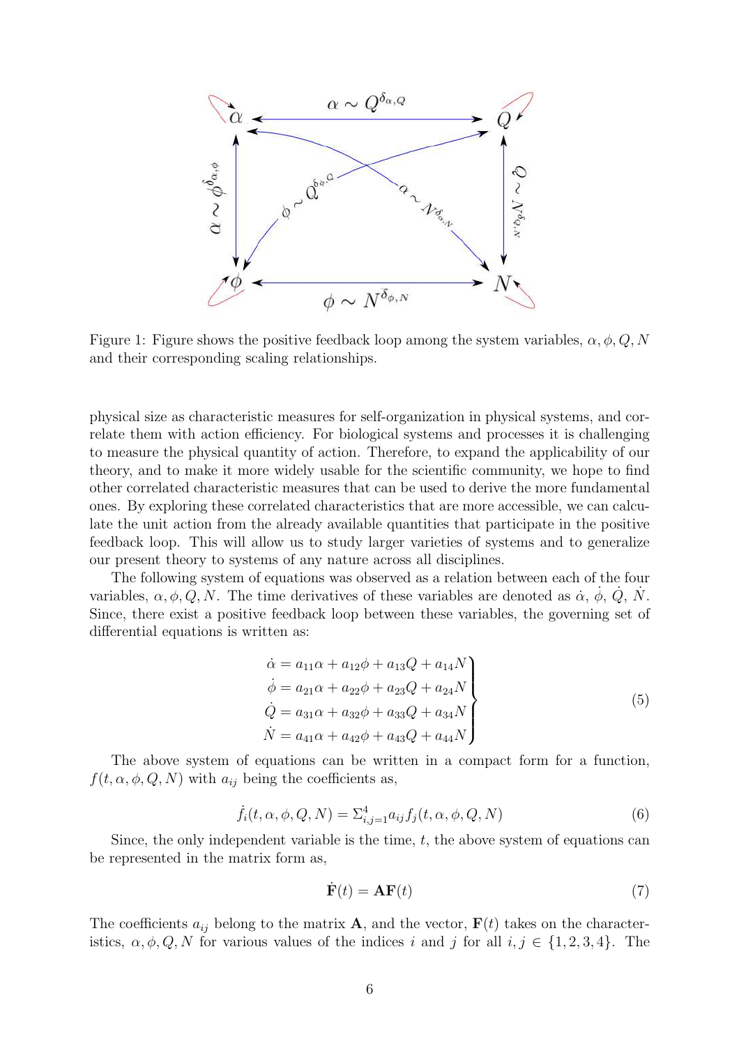Figure 1: Figure shows the positive feedback loop among the system variables, $\alpha, \phi, Q, N$ and their corresponding scaling relationships.

physical size as characteristic measures for self-organization in physical systems, and correlate them with action efficiency. For biological systems and processes it is challenging to measure the physical quantity of action. Therefore, to expand the applicability of our theory, and to make it more widely usable for the scientific community, we hope to find other correlated characteristic measures that can be used to derive the more fundamental ones. By exploring these correlated characteristics that are more accessible, we can calculate the unit action from the already available quantities that participate in the positive feedback loop. This will allow us to study larger varieties of systems and to generalize our present theory to systems of any nature across all disciplines.

The following system of equations was observed as a relation between each of the four variables, $\alpha, \phi, Q, N$. The time derivatives of these variables are denoted as $\dot{\alpha}$, $\dot{\phi}$, $\dot{Q}$, $\dot{N}$. Since, there exist a positive feedback loop between these variables, the governing set of differential equations is written as:

$$\left.\begin{aligned}
\dot{\alpha} &= a_{11}\alpha + a_{12}\phi + a_{13}Q + a_{14}N \\
\dot{\phi} &= a_{21}\alpha + a_{22}\phi + a_{23}Q + a_{24}N \\
\dot{Q} &= a_{31}\alpha + a_{32}\phi + a_{33}Q + a_{34}N \\
\dot{N} &= a_{41}\alpha + a_{42}\phi + a_{43}Q + a_{44}N
\end{aligned}\right\} \tag{5}$$

The above system of equations can be written in a compact form for a function, $f(t, \alpha, \phi, Q, N)$ with $a_{ij}$ being the coefficients as,

$$\dot{f}_i(t, \alpha, \phi, Q, N) = \Sigma_{i,j=1}^{4} a_{ij} f_j(t, \alpha, \phi, Q, N) \tag{6}$$

Since, the only independent variable is the time, $t$, the above system of equations can be represented in the matrix form as,

$$\dot{\mathbf{F}}(t) = \mathbf{A}\mathbf{F}(t) \tag{7}$$

The coefficients $a_{ij}$ belong to the matrix $\mathbf{A}$, and the vector, $\mathbf{F}(t)$ takes on the characteristics, $\alpha, \phi, Q, N$ for various values of the indices $i$ and $j$ for all $i, j \in \{1, 2, 3, 4\}$. The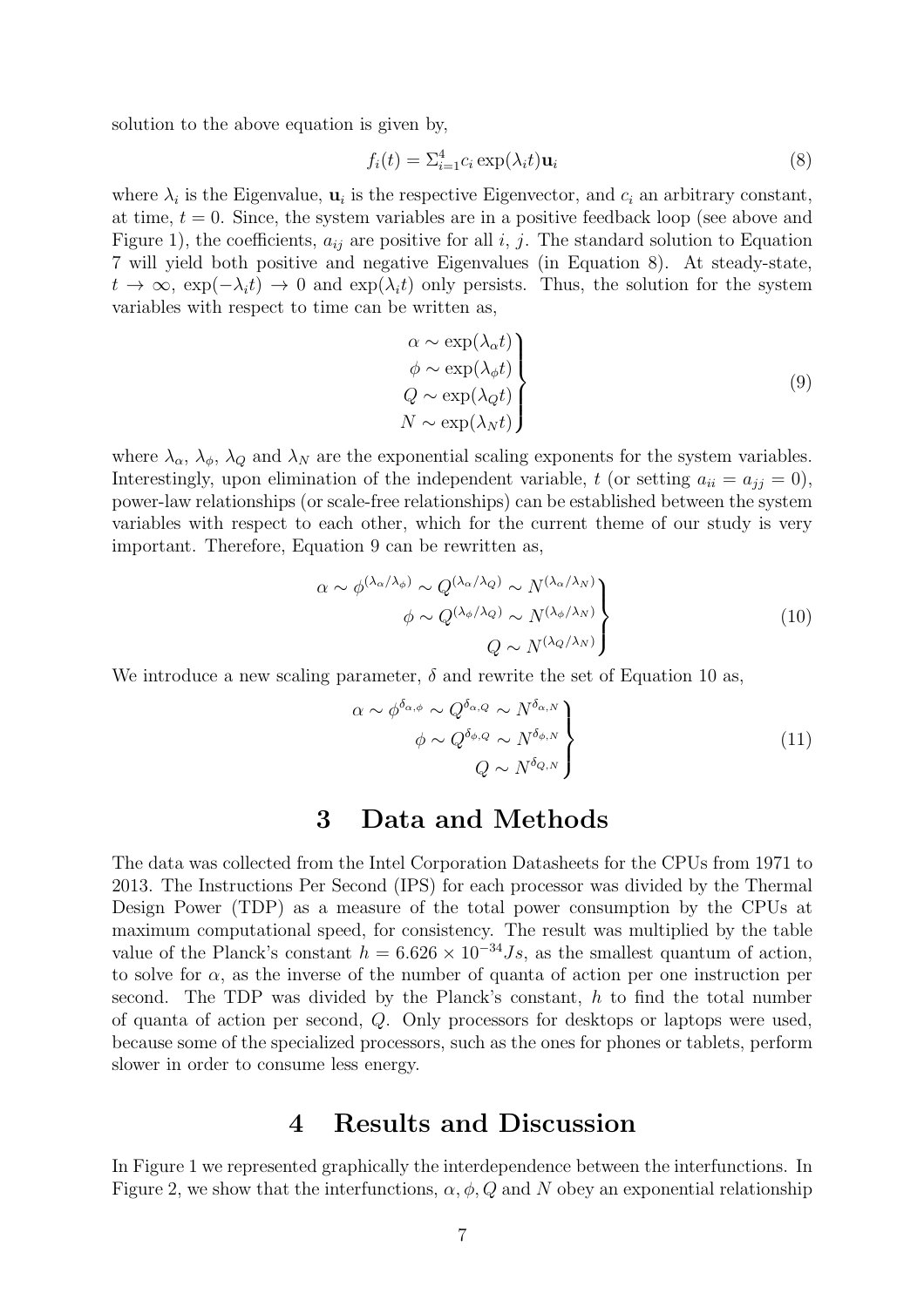solution to the above equation is given by,

$$f_i(t) = \Sigma_{i=1}^{4} c_i \exp(\lambda_i t)\mathbf{u}_i \tag{8}$$

where $\lambda_i$ is the Eigenvalue, $\mathbf{u}_i$ is the respective Eigenvector, and $c_i$ an arbitrary constant, at time, $t = 0$. Since, the system variables are in a positive feedback loop (see above and Figure 1), the coefficients, $a_{ij}$ are positive for all $i$, $j$. The standard solution to Equation 7 will yield both positive and negative Eigenvalues (in Equation 8). At steady-state, $t \to \infty$, $\exp(-\lambda_i t) \to 0$ and $\exp(\lambda_i t)$ only persists. Thus, the solution for the system variables with respect to time can be written as,

$$\left.\begin{aligned} \alpha &\sim \exp(\lambda_\alpha t) \\ \phi &\sim \exp(\lambda_\phi t) \\ Q &\sim \exp(\lambda_Q t) \\ N &\sim \exp(\lambda_N t) \end{aligned}\right\} \tag{9}$$

where $\lambda_\alpha$, $\lambda_\phi$, $\lambda_Q$ and $\lambda_N$ are the exponential scaling exponents for the system variables. Interestingly, upon elimination of the independent variable, $t$ (or setting $a_{ii} = a_{jj} = 0$), power-law relationships (or scale-free relationships) can be established between the system variables with respect to each other, which for the current theme of our study is very important. Therefore, Equation 9 can be rewritten as,

$$\left.\begin{aligned} \alpha \sim \phi^{(\lambda_\alpha/\lambda_\phi)} \sim Q^{(\lambda_\alpha/\lambda_Q)} &\sim N^{(\lambda_\alpha/\lambda_N)} \\ \phi \sim Q^{(\lambda_\phi/\lambda_Q)} &\sim N^{(\lambda_\phi/\lambda_N)} \\ Q &\sim N^{(\lambda_Q/\lambda_N)} \end{aligned}\right\} \tag{10}$$

We introduce a new scaling parameter, $\delta$ and rewrite the set of Equation 10 as,

$$\left.\begin{aligned} \alpha \sim \phi^{\delta_{\alpha,\phi}} \sim Q^{\delta_{\alpha,Q}} &\sim N^{\delta_{\alpha,N}} \\ \phi \sim Q^{\delta_{\phi,Q}} &\sim N^{\delta_{\phi,N}} \\ Q &\sim N^{\delta_{Q,N}} \end{aligned}\right\} \tag{11}$$

# 3 Data and Methods

The data was collected from the Intel Corporation Datasheets for the CPUs from 1971 to 2013. The Instructions Per Second (IPS) for each processor was divided by the Thermal Design Power (TDP) as a measure of the total power consumption by the CPUs at maximum computational speed, for consistency. The result was multiplied by the table value of the Planck's constant $h = 6.626 \times 10^{-34} Js$, as the smallest quantum of action, to solve for $\alpha$, as the inverse of the number of quanta of action per one instruction per second. The TDP was divided by the Planck's constant, $h$ to find the total number of quanta of action per second, $Q$. Only processors for desktops or laptops were used, because some of the specialized processors, such as the ones for phones or tablets, perform slower in order to consume less energy.

# 4 Results and Discussion

In Figure 1 we represented graphically the interdependence between the interfunctions. In Figure 2, we show that the interfunctions, $\alpha, \phi, Q$ and $N$ obey an exponential relationship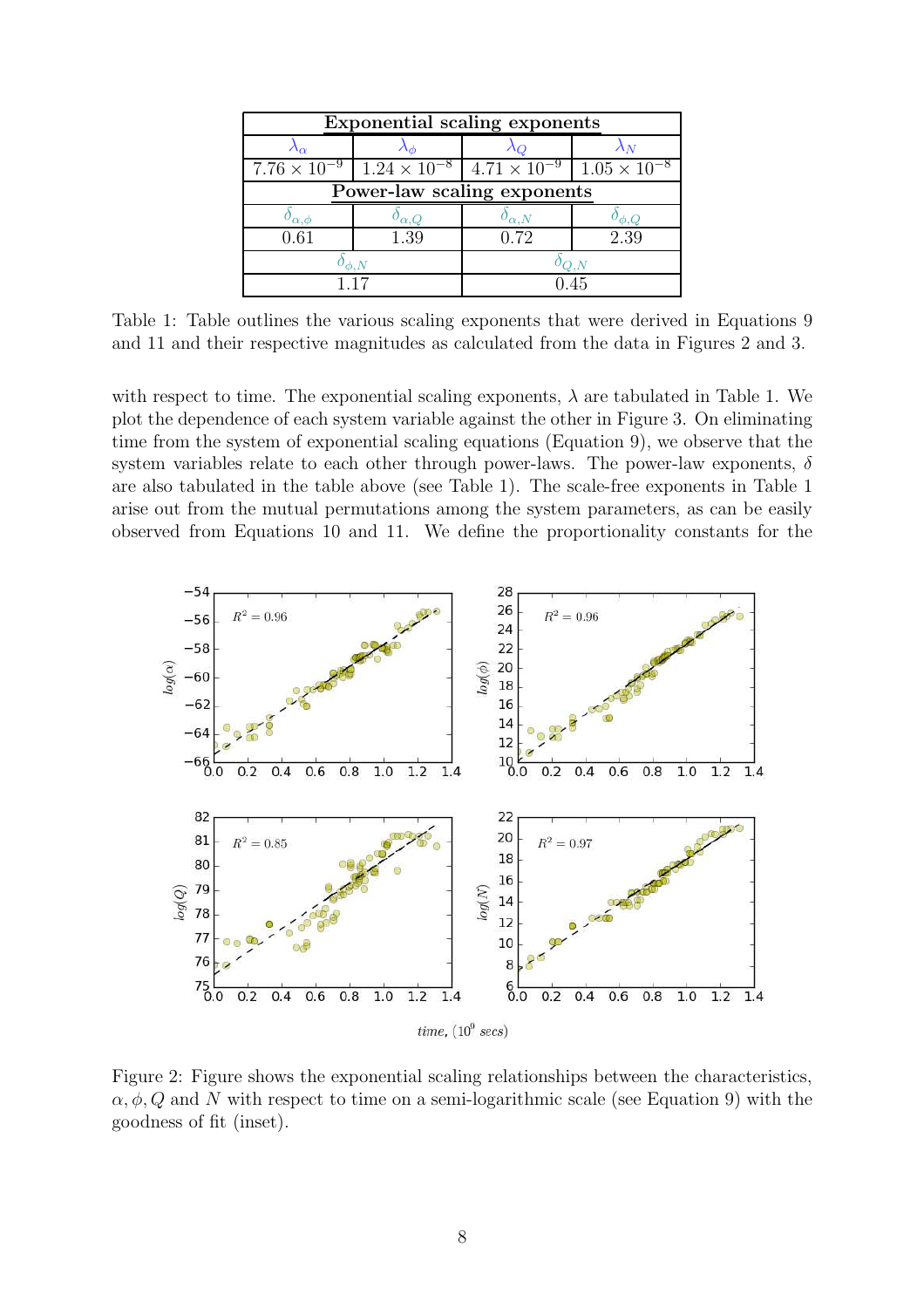| Exponential scaling exponents | | | |
|---|---|---|---|
| $\lambda_\alpha$ | $\lambda_\phi$ | $\lambda_Q$ | $\lambda_N$ |
| $7.76 \times 10^{-9}$ | $1.24 \times 10^{-8}$ | $4.71 \times 10^{-9}$ | $1.05 \times 10^{-8}$ |
| **Power-law scaling exponents** | | | |
| $\delta_{\alpha,\phi}$ | $\delta_{\alpha,Q}$ | $\delta_{\alpha,N}$ | $\delta_{\phi,Q}$ |
| 0.61 | 1.39 | 0.72 | 2.39 |
| $\delta_{\phi,N}$ | | $\delta_{Q,N}$ | |
| 1.17 | | 0.45 | |

Table 1: Table outlines the various scaling exponents that were derived in Equations 9 and 11 and their respective magnitudes as calculated from the data in Figures 2 and 3.

with respect to time. The exponential scaling exponents, $\lambda$ are tabulated in Table 1. We plot the dependence of each system variable against the other in Figure 3. On eliminating time from the system of exponential scaling equations (Equation 9), we observe that the system variables relate to each other through power-laws. The power-law exponents, $\delta$ are also tabulated in the table above (see Table 1). The scale-free exponents in Table 1 arise out from the mutual permutations among the system parameters, as can be easily observed from Equations 10 and 11. We define the proportionality constants for the

Figure 2: Figure shows the exponential scaling relationships between the characteristics, $\alpha, \phi, Q$ and $N$ with respect to time on a semi-logarithmic scale (see Equation 9) with the goodness of fit (inset).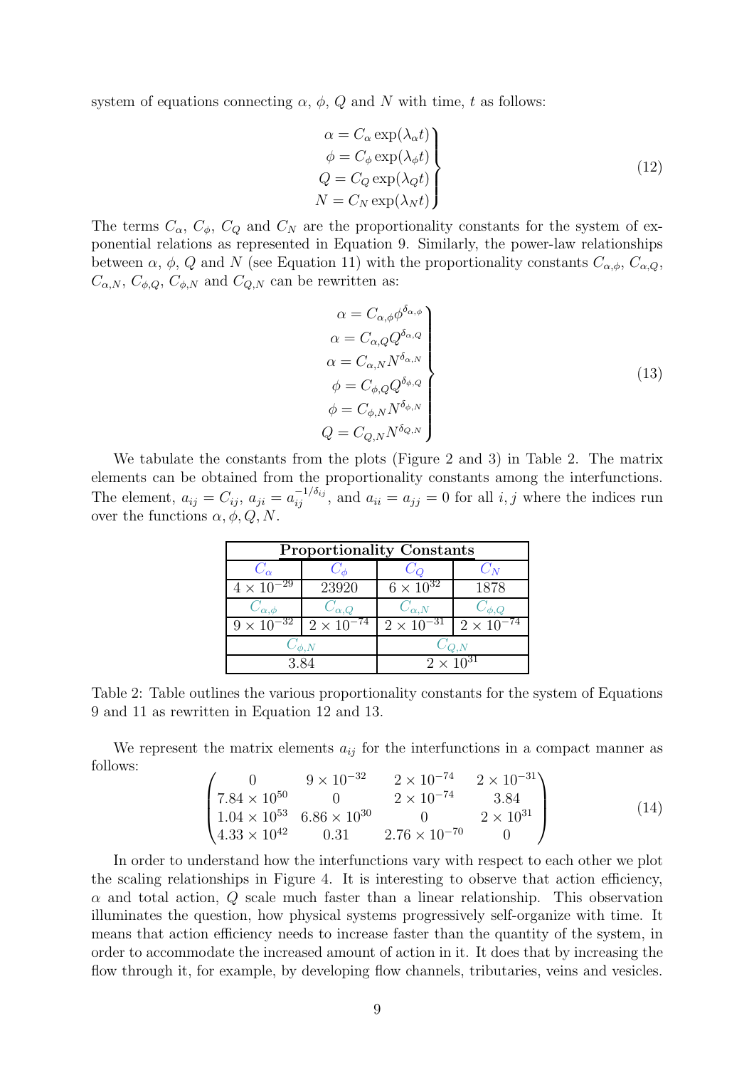system of equations connecting $\alpha$, $\phi$, $Q$ and $N$ with time, $t$ as follows:

$$
\left.\begin{aligned}
\alpha &= C_\alpha \exp(\lambda_\alpha t) \\
\phi &= C_\phi \exp(\lambda_\phi t) \\
Q &= C_Q \exp(\lambda_Q t) \\
N &= C_N \exp(\lambda_N t)
\end{aligned}\right\} \tag{12}
$$

The terms $C_\alpha$, $C_\phi$, $C_Q$ and $C_N$ are the proportionality constants for the system of exponential relations as represented in Equation 9. Similarly, the power-law relationships between $\alpha$, $\phi$, $Q$ and $N$ (see Equation 11) with the proportionality constants $C_{\alpha,\phi}$, $C_{\alpha,Q}$, $C_{\alpha,N}$, $C_{\phi,Q}$, $C_{\phi,N}$ and $C_{Q,N}$ can be rewritten as:

$$
\left.\begin{aligned}
\alpha &= C_{\alpha,\phi} \phi^{\delta_{\alpha,\phi}} \\
\alpha &= C_{\alpha,Q} Q^{\delta_{\alpha,Q}} \\
\alpha &= C_{\alpha,N} N^{\delta_{\alpha,N}} \\
\phi &= C_{\phi,Q} Q^{\delta_{\phi,Q}} \\
\phi &= C_{\phi,N} N^{\delta_{\phi,N}} \\
Q &= C_{Q,N} N^{\delta_{Q,N}}
\end{aligned}\right\} \tag{13}
$$

We tabulate the constants from the plots (Figure 2 and 3) in Table 2. The matrix elements can be obtained from the proportionality constants among the interfunctions. The element, $a_{ij} = C_{ij}$, $a_{ji} = a_{ij}^{-1/\delta_{ij}}$, and $a_{ii} = a_{jj} = 0$ for all $i, j$ where the indices run over the functions $\alpha, \phi, Q, N$.

| **Proportionality Constants** | | | |
|---|---|---|---|
| $C_\alpha$ | $C_\phi$ | $C_Q$ | $C_N$ |
| $4 \times 10^{-29}$ | 23920 | $6 \times 10^{32}$ | 1878 |
| $C_{\alpha,\phi}$ | $C_{\alpha,Q}$ | $C_{\alpha,N}$ | $C_{\phi,Q}$ |
| $9 \times 10^{-32}$ | $2 \times 10^{-74}$ | $2 \times 10^{-31}$ | $2 \times 10^{-74}$ |
| $C_{\phi,N}$ | | $C_{Q,N}$ | |
| 3.84 | | $2 \times 10^{31}$ | |

Table 2: Table outlines the various proportionality constants for the system of Equations 9 and 11 as rewritten in Equation 12 and 13.

We represent the matrix elements $a_{ij}$ for the interfunctions in a compact manner as follows:

$$
\begin{pmatrix}
0 & 9 \times 10^{-32} & 2 \times 10^{-74} & 2 \times 10^{-31} \\
7.84 \times 10^{50} & 0 & 2 \times 10^{-74} & 3.84 \\
1.04 \times 10^{53} & 6.86 \times 10^{30} & 0 & 2 \times 10^{31} \\
4.33 \times 10^{42} & 0.31 & 2.76 \times 10^{-70} & 0
\end{pmatrix} \tag{14}
$$

In order to understand how the interfunctions vary with respect to each other we plot the scaling relationships in Figure 4. It is interesting to observe that action efficiency, $\alpha$ and total action, $Q$ scale much faster than a linear relationship. This observation illuminates the question, how physical systems progressively self-organize with time. It means that action efficiency needs to increase faster than the quantity of the system, in order to accommodate the increased amount of action in it. It does that by increasing the flow through it, for example, by developing flow channels, tributaries, veins and vesicles.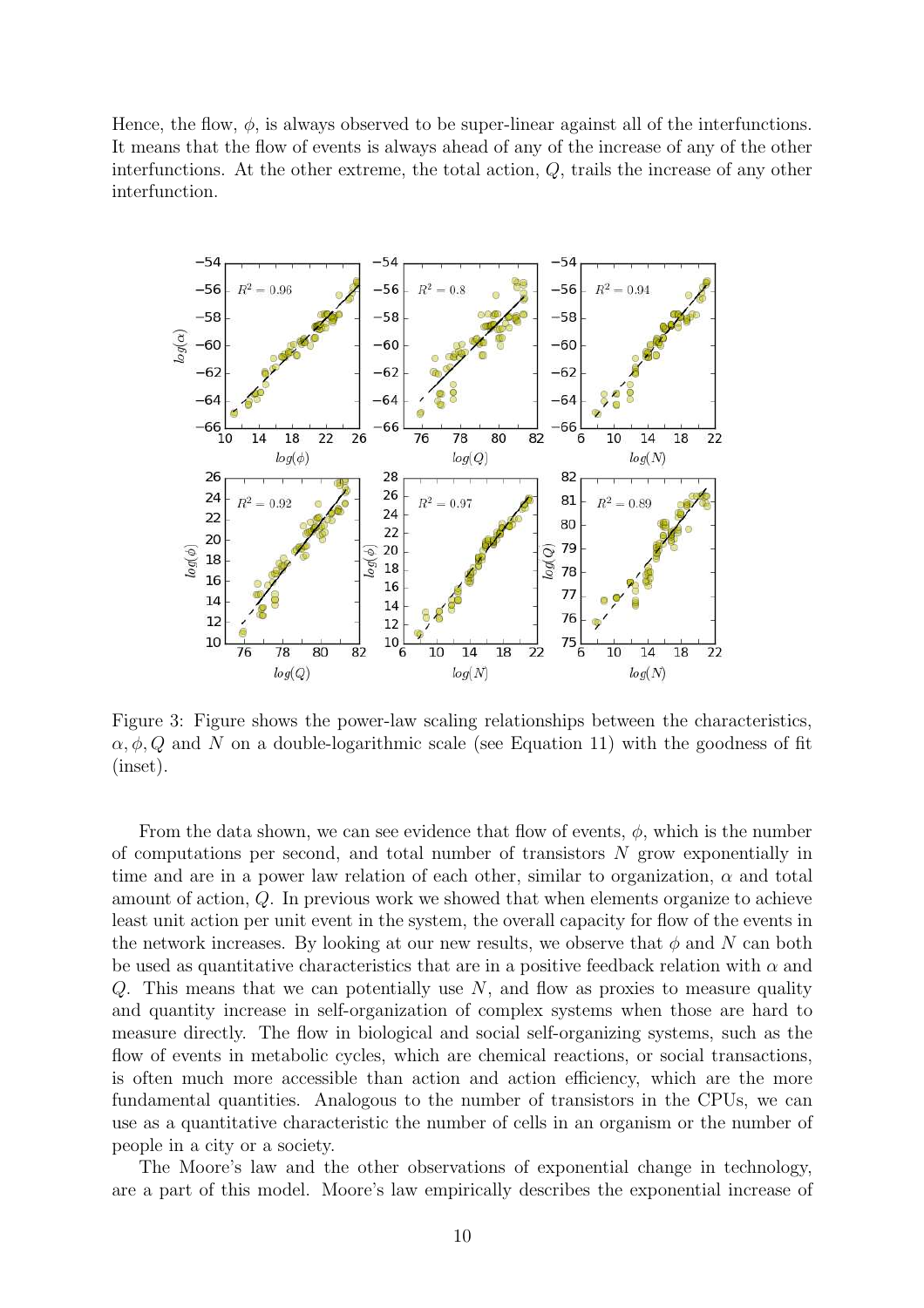Hence, the flow, $\phi$, is always observed to be super-linear against all of the interfunctions. It means that the flow of events is always ahead of any of the increase of any of the other interfunctions. At the other extreme, the total action, $Q$, trails the increase of any other interfunction.

Figure 3: Figure shows the power-law scaling relationships between the characteristics, $\alpha, \phi, Q$ and $N$ on a double-logarithmic scale (see Equation 11) with the goodness of fit (inset).

From the data shown, we can see evidence that flow of events, $\phi$, which is the number of computations per second, and total number of transistors $N$ grow exponentially in time and are in a power law relation of each other, similar to organization, $\alpha$ and total amount of action, $Q$. In previous work we showed that when elements organize to achieve least unit action per unit event in the system, the overall capacity for flow of the events in the network increases. By looking at our new results, we observe that $\phi$ and $N$ can both be used as quantitative characteristics that are in a positive feedback relation with $\alpha$ and $Q$. This means that we can potentially use $N$, and flow as proxies to measure quality and quantity increase in self-organization of complex systems when those are hard to measure directly. The flow in biological and social self-organizing systems, such as the flow of events in metabolic cycles, which are chemical reactions, or social transactions, is often much more accessible than action and action efficiency, which are the more fundamental quantities. Analogous to the number of transistors in the CPUs, we can use as a quantitative characteristic the number of cells in an organism or the number of people in a city or a society.

The Moore's law and the other observations of exponential change in technology, are a part of this model. Moore's law empirically describes the exponential increase of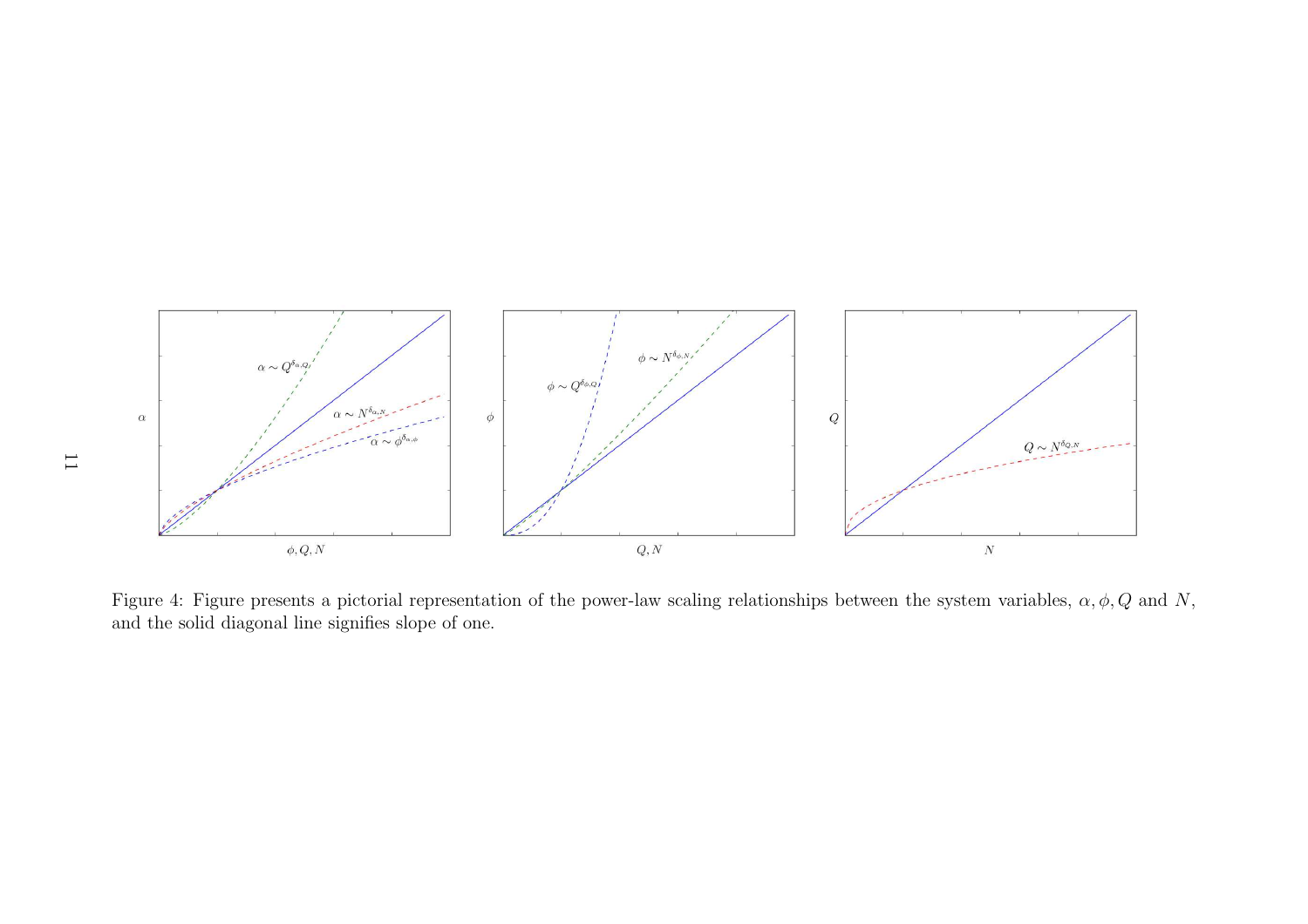Figure 4: Figure presents a pictorial representation of the power-law scaling relationships between the system variables, $\alpha, \phi, Q$ and $N$, and the solid diagonal line signifies slope of one.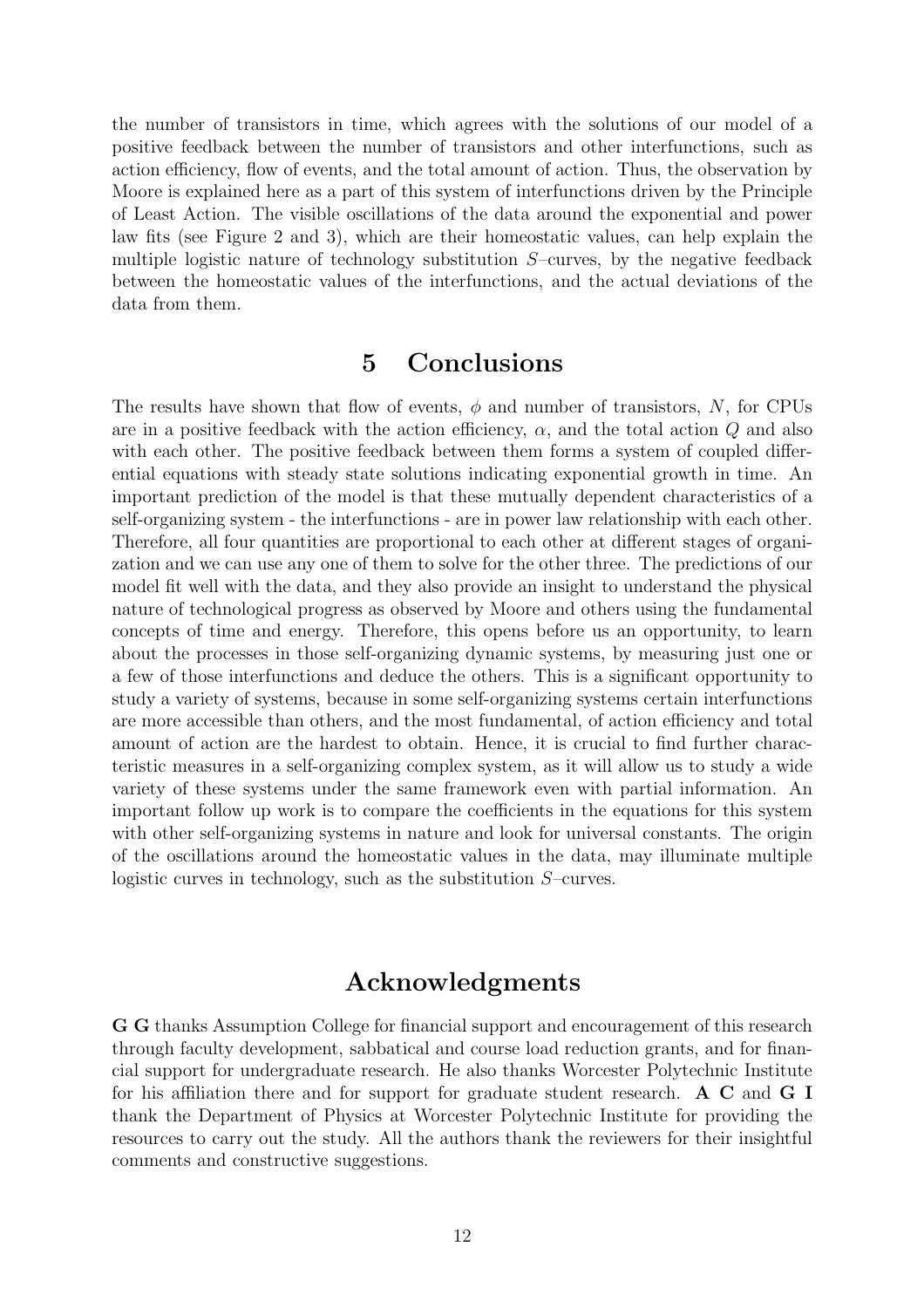the number of transistors in time, which agrees with the solutions of our model of a positive feedback between the number of transistors and other interfunctions, such as action efficiency, flow of events, and the total amount of action. Thus, the observation by Moore is explained here as a part of this system of interfunctions driven by the Principle of Least Action. The visible oscillations of the data around the exponential and power law fits (see Figure 2 and 3), which are their homeostatic values, can help explain the multiple logistic nature of technology substitution $S$–curves, by the negative feedback between the homeostatic values of the interfunctions, and the actual deviations of the data from them.

## 5 Conclusions

The results have shown that flow of events, $\phi$ and number of transistors, $N$, for CPUs are in a positive feedback with the action efficiency, $\alpha$, and the total action $Q$ and also with each other. The positive feedback between them forms a system of coupled differential equations with steady state solutions indicating exponential growth in time. An important prediction of the model is that these mutually dependent characteristics of a self-organizing system - the interfunctions - are in power law relationship with each other. Therefore, all four quantities are proportional to each other at different stages of organization and we can use any one of them to solve for the other three. The predictions of our model fit well with the data, and they also provide an insight to understand the physical nature of technological progress as observed by Moore and others using the fundamental concepts of time and energy. Therefore, this opens before us an opportunity, to learn about the processes in those self-organizing dynamic systems, by measuring just one or a few of those interfunctions and deduce the others. This is a significant opportunity to study a variety of systems, because in some self-organizing systems certain interfunctions are more accessible than others, and the most fundamental, of action efficiency and total amount of action are the hardest to obtain. Hence, it is crucial to find further characteristic measures in a self-organizing complex system, as it will allow us to study a wide variety of these systems under the same framework even with partial information. An important follow up work is to compare the coefficients in the equations for this system with other self-organizing systems in nature and look for universal constants. The origin of the oscillations around the homeostatic values in the data, may illuminate multiple logistic curves in technology, such as the substitution $S$–curves.

## Acknowledgments

**G G** thanks Assumption College for financial support and encouragement of this research through faculty development, sabbatical and course load reduction grants, and for financial support for undergraduate research. He also thanks Worcester Polytechnic Institute for his affiliation there and for support for graduate student research. **A C** and **G I** thank the Department of Physics at Worcester Polytechnic Institute for providing the resources to carry out the study. All the authors thank the reviewers for their insightful comments and constructive suggestions.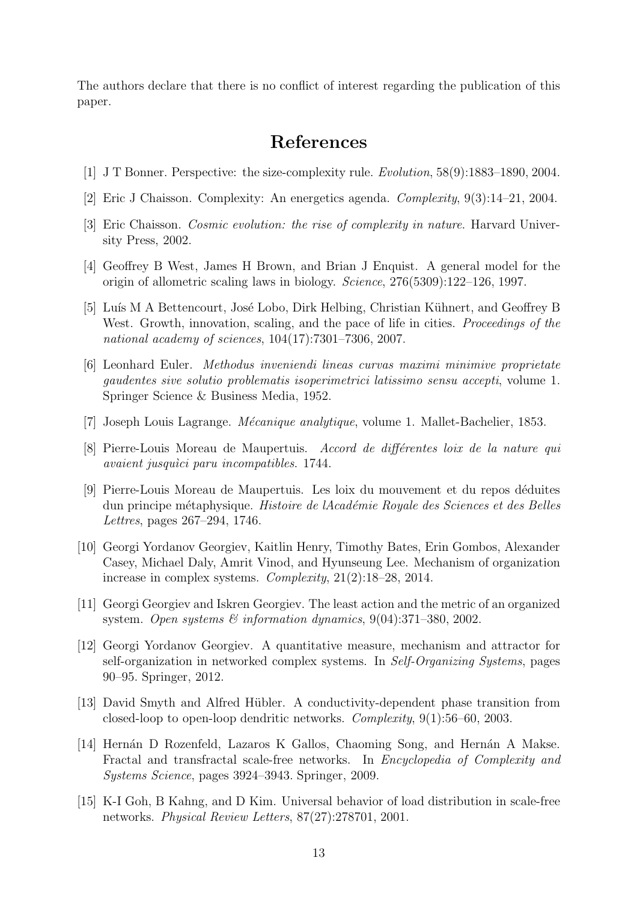The authors declare that there is no conflict of interest regarding the publication of this paper.

# References

[1] J T Bonner. Perspective: the size-complexity rule. *Evolution*, 58(9):1883–1890, 2004.

[2] Eric J Chaisson. Complexity: An energetics agenda. *Complexity*, 9(3):14–21, 2004.

[3] Eric Chaisson. *Cosmic evolution: the rise of complexity in nature*. Harvard University Press, 2002.

[4] Geoffrey B West, James H Brown, and Brian J Enquist. A general model for the origin of allometric scaling laws in biology. *Science*, 276(5309):122–126, 1997.

[5] Luís M A Bettencourt, José Lobo, Dirk Helbing, Christian Kühnert, and Geoffrey B West. Growth, innovation, scaling, and the pace of life in cities. *Proceedings of the national academy of sciences*, 104(17):7301–7306, 2007.

[6] Leonhard Euler. *Methodus inveniendi lineas curvas maximi minimive proprietate gaudentes sive solutio problematis isoperimetrici latissimo sensu accepti*, volume 1. Springer Science & Business Media, 1952.

[7] Joseph Louis Lagrange. *Mécanique analytique*, volume 1. Mallet-Bachelier, 1853.

[8] Pierre-Louis Moreau de Maupertuis. *Accord de différentes loix de la nature qui avaient jusquìci paru incompatibles*. 1744.

[9] Pierre-Louis Moreau de Maupertuis. Les loix du mouvement et du repos déduites dun principe métaphysique. *Histoire de lAcadémie Royale des Sciences et des Belles Lettres*, pages 267–294, 1746.

[10] Georgi Yordanov Georgiev, Kaitlin Henry, Timothy Bates, Erin Gombos, Alexander Casey, Michael Daly, Amrit Vinod, and Hyunseung Lee. Mechanism of organization increase in complex systems. *Complexity*, 21(2):18–28, 2014.

[11] Georgi Georgiev and Iskren Georgiev. The least action and the metric of an organized system. *Open systems & information dynamics*, 9(04):371–380, 2002.

[12] Georgi Yordanov Georgiev. A quantitative measure, mechanism and attractor for self-organization in networked complex systems. In *Self-Organizing Systems*, pages 90–95. Springer, 2012.

[13] David Smyth and Alfred Hübler. A conductivity-dependent phase transition from closed-loop to open-loop dendritic networks. *Complexity*, 9(1):56–60, 2003.

[14] Hernán D Rozenfeld, Lazaros K Gallos, Chaoming Song, and Hernán A Makse. Fractal and transfractal scale-free networks. In *Encyclopedia of Complexity and Systems Science*, pages 3924–3943. Springer, 2009.

[15] K-I Goh, B Kahng, and D Kim. Universal behavior of load distribution in scale-free networks. *Physical Review Letters*, 87(27):278701, 2001.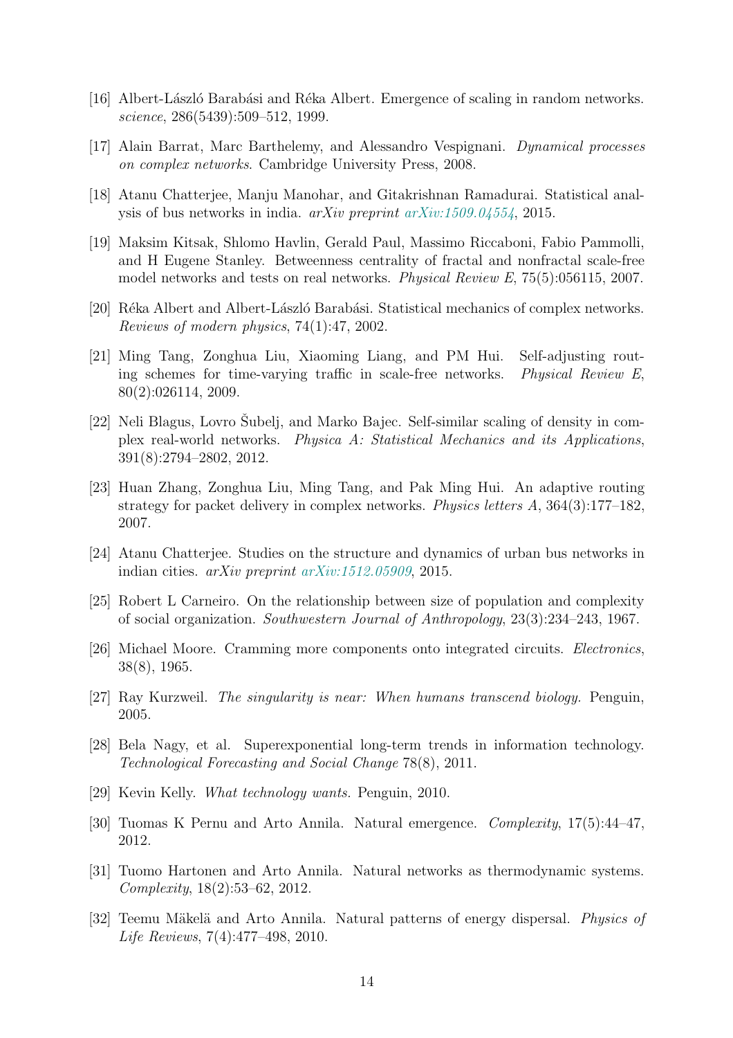[16] Albert-László Barabási and Réka Albert. Emergence of scaling in random networks. *science*, 286(5439):509–512, 1999.

[17] Alain Barrat, Marc Barthelemy, and Alessandro Vespignani. *Dynamical processes on complex networks*. Cambridge University Press, 2008.

[18] Atanu Chatterjee, Manju Manohar, and Gitakrishnan Ramadurai. Statistical analysis of bus networks in india. *arXiv preprint arXiv:1509.04554*, 2015.

[19] Maksim Kitsak, Shlomo Havlin, Gerald Paul, Massimo Riccaboni, Fabio Pammolli, and H Eugene Stanley. Betweenness centrality of fractal and nonfractal scale-free model networks and tests on real networks. *Physical Review E*, 75(5):056115, 2007.

[20] Réka Albert and Albert-László Barabási. Statistical mechanics of complex networks. *Reviews of modern physics*, 74(1):47, 2002.

[21] Ming Tang, Zonghua Liu, Xiaoming Liang, and PM Hui. Self-adjusting routing schemes for time-varying traffic in scale-free networks. *Physical Review E*, 80(2):026114, 2009.

[22] Neli Blagus, Lovro Šubelj, and Marko Bajec. Self-similar scaling of density in complex real-world networks. *Physica A: Statistical Mechanics and its Applications*, 391(8):2794–2802, 2012.

[23] Huan Zhang, Zonghua Liu, Ming Tang, and Pak Ming Hui. An adaptive routing strategy for packet delivery in complex networks. *Physics letters A*, 364(3):177–182, 2007.

[24] Atanu Chatterjee. Studies on the structure and dynamics of urban bus networks in indian cities. *arXiv preprint arXiv:1512.05909*, 2015.

[25] Robert L Carneiro. On the relationship between size of population and complexity of social organization. *Southwestern Journal of Anthropology*, 23(3):234–243, 1967.

[26] Michael Moore. Cramming more components onto integrated circuits. *Electronics*, 38(8), 1965.

[27] Ray Kurzweil. *The singularity is near: When humans transcend biology.* Penguin, 2005.

[28] Bela Nagy, et al. Superexponential long-term trends in information technology. *Technological Forecasting and Social Change* 78(8), 2011.

[29] Kevin Kelly. *What technology wants.* Penguin, 2010.

[30] Tuomas K Pernu and Arto Annila. Natural emergence. *Complexity*, 17(5):44–47, 2012.

[31] Tuomo Hartonen and Arto Annila. Natural networks as thermodynamic systems. *Complexity*, 18(2):53–62, 2012.

[32] Teemu Mäkelä and Arto Annila. Natural patterns of energy dispersal. *Physics of Life Reviews*, 7(4):477–498, 2010.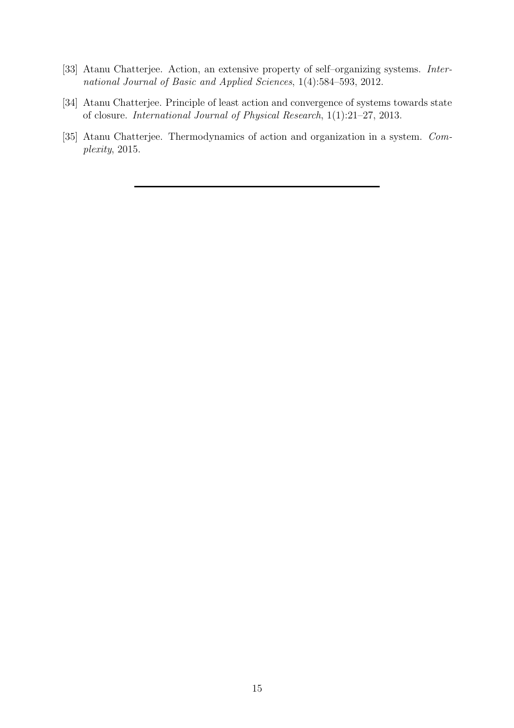[33] Atanu Chatterjee. Action, an extensive property of self–organizing systems. *International Journal of Basic and Applied Sciences*, 1(4):584–593, 2012.

[34] Atanu Chatterjee. Principle of least action and convergence of systems towards state of closure. *International Journal of Physical Research*, 1(1):21–27, 2013.

[35] Atanu Chatterjee. Thermodynamics of action and organization in a system. *Complexity*, 2015.